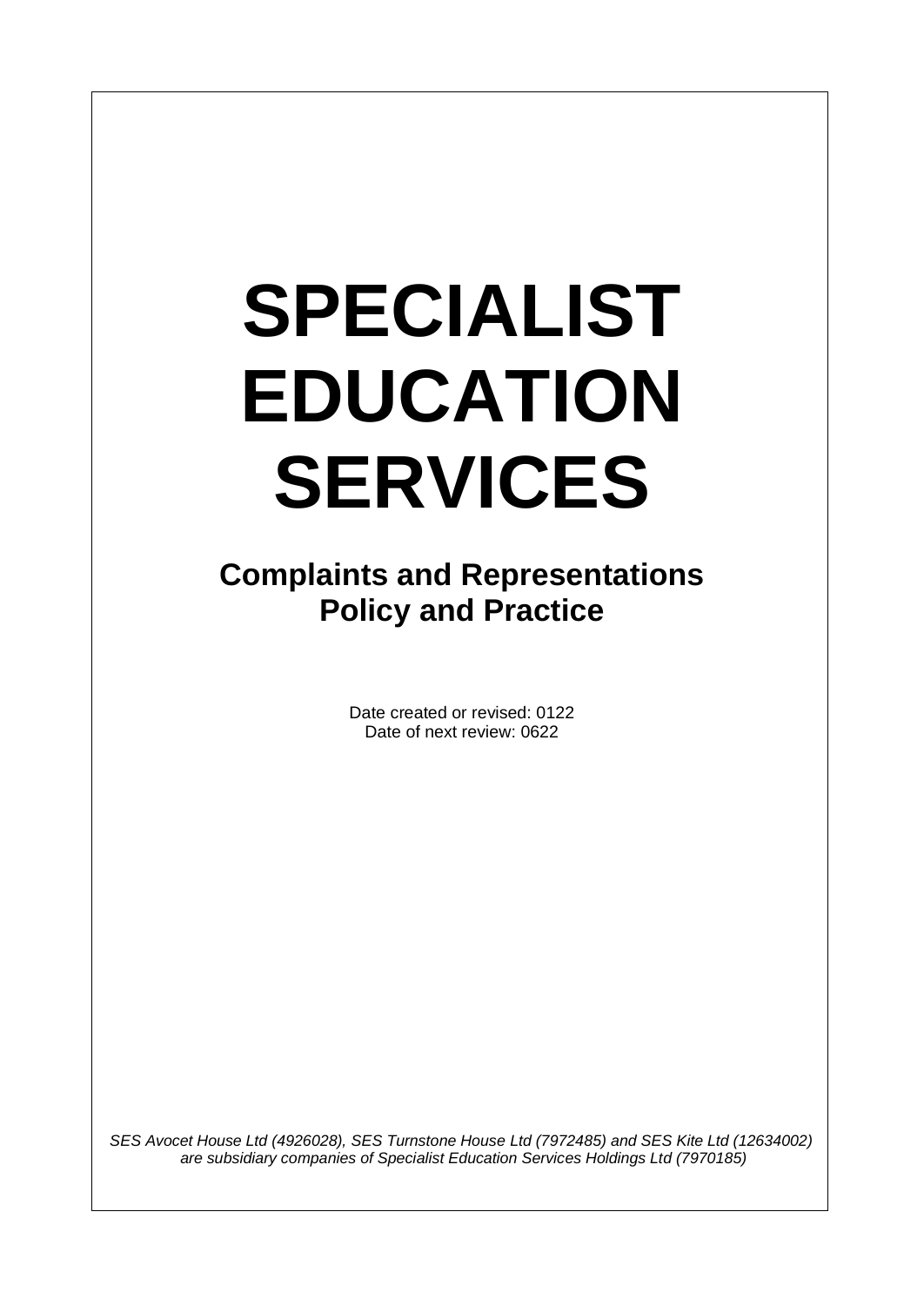# SPECIALIST EDUCATION SERVICES

## Complaints and Representations Policy and Practice

Date created or revised: 0122
Date of next review: 0622

*SES Avocet House Ltd (4926028), SES Turnstone House Ltd (7972485) and SES Kite Ltd (12634002) are subsidiary companies of Specialist Education Services Holdings Ltd (7970185)*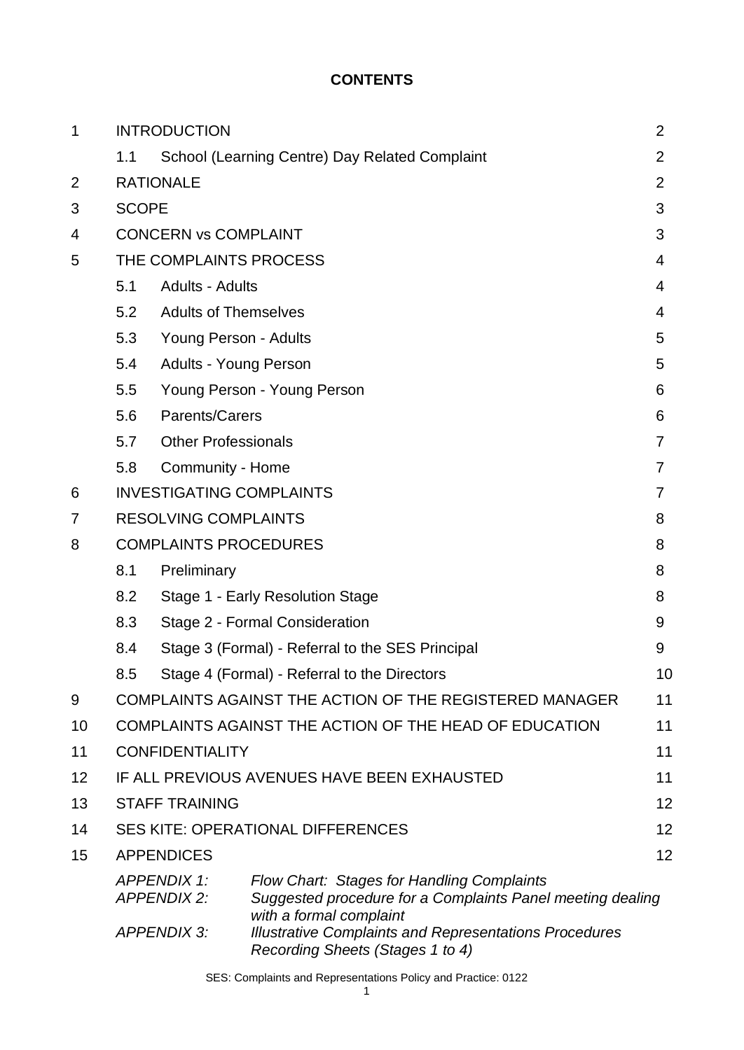**CONTENTS**

| | | | |
|---|---|---|---|
| 1 | INTRODUCTION | | 2 |
| | 1.1 | School (Learning Centre) Day Related Complaint | 2 |
| 2 | RATIONALE | | 2 |
| 3 | SCOPE | | 3 |
| 4 | CONCERN vs COMPLAINT | | 3 |
| 5 | THE COMPLAINTS PROCESS | | 4 |
| | 5.1 | Adults - Adults | 4 |
| | 5.2 | Adults of Themselves | 4 |
| | 5.3 | Young Person - Adults | 5 |
| | 5.4 | Adults - Young Person | 5 |
| | 5.5 | Young Person - Young Person | 6 |
| | 5.6 | Parents/Carers | 6 |
| | 5.7 | Other Professionals | 7 |
| | 5.8 | Community - Home | 7 |
| 6 | INVESTIGATING COMPLAINTS | | 7 |
| 7 | RESOLVING COMPLAINTS | | 8 |
| 8 | COMPLAINTS PROCEDURES | | 8 |
| | 8.1 | Preliminary | 8 |
| | 8.2 | Stage 1 - Early Resolution Stage | 8 |
| | 8.3 | Stage 2 - Formal Consideration | 9 |
| | 8.4 | Stage 3 (Formal) - Referral to the SES Principal | 9 |
| | 8.5 | Stage 4 (Formal) - Referral to the Directors | 10 |
| 9 | COMPLAINTS AGAINST THE ACTION OF THE REGISTERED MANAGER | | 11 |
| 10 | COMPLAINTS AGAINST THE ACTION OF THE HEAD OF EDUCATION | | 11 |
| 11 | CONFIDENTIALITY | | 11 |
| 12 | IF ALL PREVIOUS AVENUES HAVE BEEN EXHAUSTED | | 11 |
| 13 | STAFF TRAINING | | 12 |
| 14 | SES KITE: OPERATIONAL DIFFERENCES | | 12 |
| 15 | APPENDICES | | 12 |
| | *APPENDIX 1:* | *Flow Chart: Stages for Handling Complaints* | |
| | *APPENDIX 2:* | *Suggested procedure for a Complaints Panel meeting dealing with a formal complaint* | |
| | *APPENDIX 3:* | *Illustrative Complaints and Representations Procedures Recording Sheets (Stages 1 to 4)* | |

SES: Complaints and Representations Policy and Practice: 0122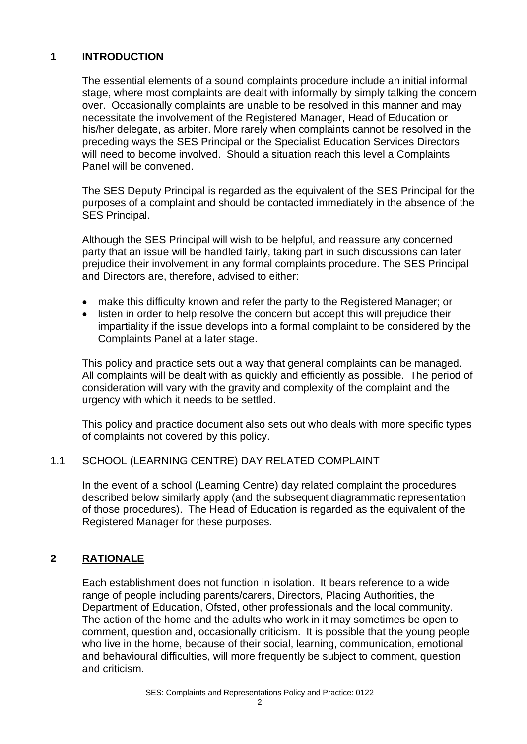## 1 INTRODUCTION

The essential elements of a sound complaints procedure include an initial informal stage, where most complaints are dealt with informally by simply talking the concern over. Occasionally complaints are unable to be resolved in this manner and may necessitate the involvement of the Registered Manager, Head of Education or his/her delegate, as arbiter. More rarely when complaints cannot be resolved in the preceding ways the SES Principal or the Specialist Education Services Directors will need to become involved. Should a situation reach this level a Complaints Panel will be convened.

The SES Deputy Principal is regarded as the equivalent of the SES Principal for the purposes of a complaint and should be contacted immediately in the absence of the SES Principal.

Although the SES Principal will wish to be helpful, and reassure any concerned party that an issue will be handled fairly, taking part in such discussions can later prejudice their involvement in any formal complaints procedure. The SES Principal and Directors are, therefore, advised to either:

- make this difficulty known and refer the party to the Registered Manager; or
- listen in order to help resolve the concern but accept this will prejudice their impartiality if the issue develops into a formal complaint to be considered by the Complaints Panel at a later stage.

This policy and practice sets out a way that general complaints can be managed. All complaints will be dealt with as quickly and efficiently as possible. The period of consideration will vary with the gravity and complexity of the complaint and the urgency with which it needs to be settled.

This policy and practice document also sets out who deals with more specific types of complaints not covered by this policy.

### 1.1 SCHOOL (LEARNING CENTRE) DAY RELATED COMPLAINT

In the event of a school (Learning Centre) day related complaint the procedures described below similarly apply (and the subsequent diagrammatic representation of those procedures). The Head of Education is regarded as the equivalent of the Registered Manager for these purposes.

## 2 RATIONALE

Each establishment does not function in isolation. It bears reference to a wide range of people including parents/carers, Directors, Placing Authorities, the Department of Education, Ofsted, other professionals and the local community. The action of the home and the adults who work in it may sometimes be open to comment, question and, occasionally criticism. It is possible that the young people who live in the home, because of their social, learning, communication, emotional and behavioural difficulties, will more frequently be subject to comment, question and criticism.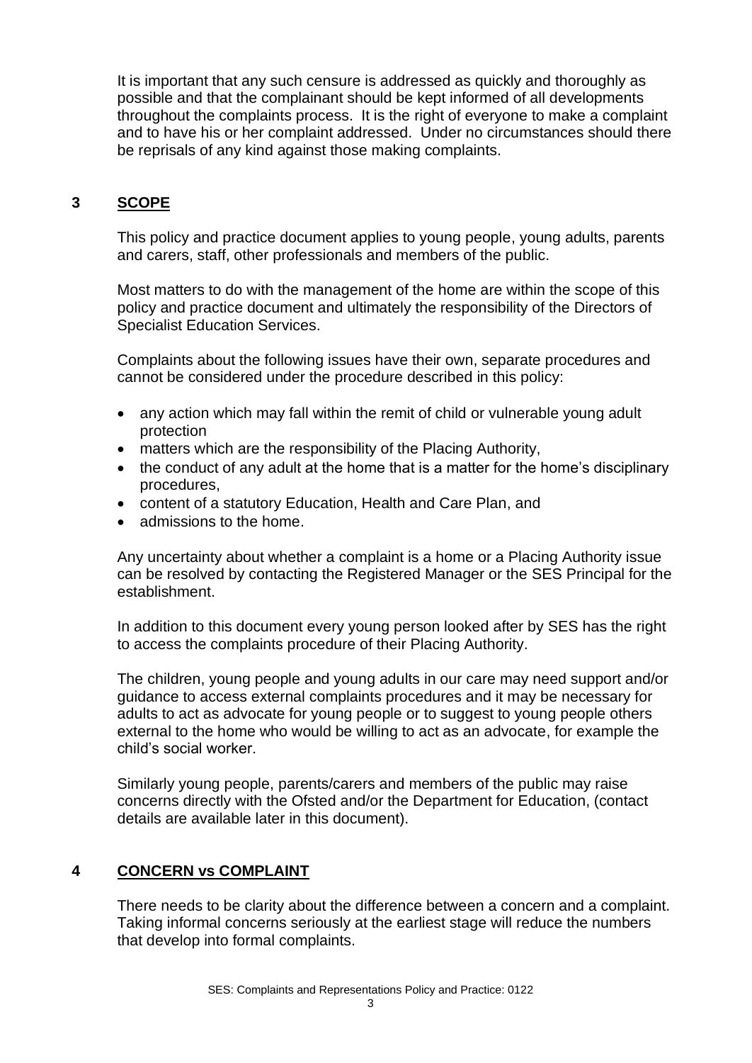It is important that any such censure is addressed as quickly and thoroughly as possible and that the complainant should be kept informed of all developments throughout the complaints process. It is the right of everyone to make a complaint and to have his or her complaint addressed. Under no circumstances should there be reprisals of any kind against those making complaints.

## 3 SCOPE

This policy and practice document applies to young people, young adults, parents and carers, staff, other professionals and members of the public.

Most matters to do with the management of the home are within the scope of this policy and practice document and ultimately the responsibility of the Directors of Specialist Education Services.

Complaints about the following issues have their own, separate procedures and cannot be considered under the procedure described in this policy:

- any action which may fall within the remit of child or vulnerable young adult protection
- matters which are the responsibility of the Placing Authority,
- the conduct of any adult at the home that is a matter for the home's disciplinary procedures,
- content of a statutory Education, Health and Care Plan, and
- admissions to the home.

Any uncertainty about whether a complaint is a home or a Placing Authority issue can be resolved by contacting the Registered Manager or the SES Principal for the establishment.

In addition to this document every young person looked after by SES has the right to access the complaints procedure of their Placing Authority.

The children, young people and young adults in our care may need support and/or guidance to access external complaints procedures and it may be necessary for adults to act as advocate for young people or to suggest to young people others external to the home who would be willing to act as an advocate, for example the child's social worker.

Similarly young people, parents/carers and members of the public may raise concerns directly with the Ofsted and/or the Department for Education, (contact details are available later in this document).

## 4 CONCERN vs COMPLAINT

There needs to be clarity about the difference between a concern and a complaint. Taking informal concerns seriously at the earliest stage will reduce the numbers that develop into formal complaints.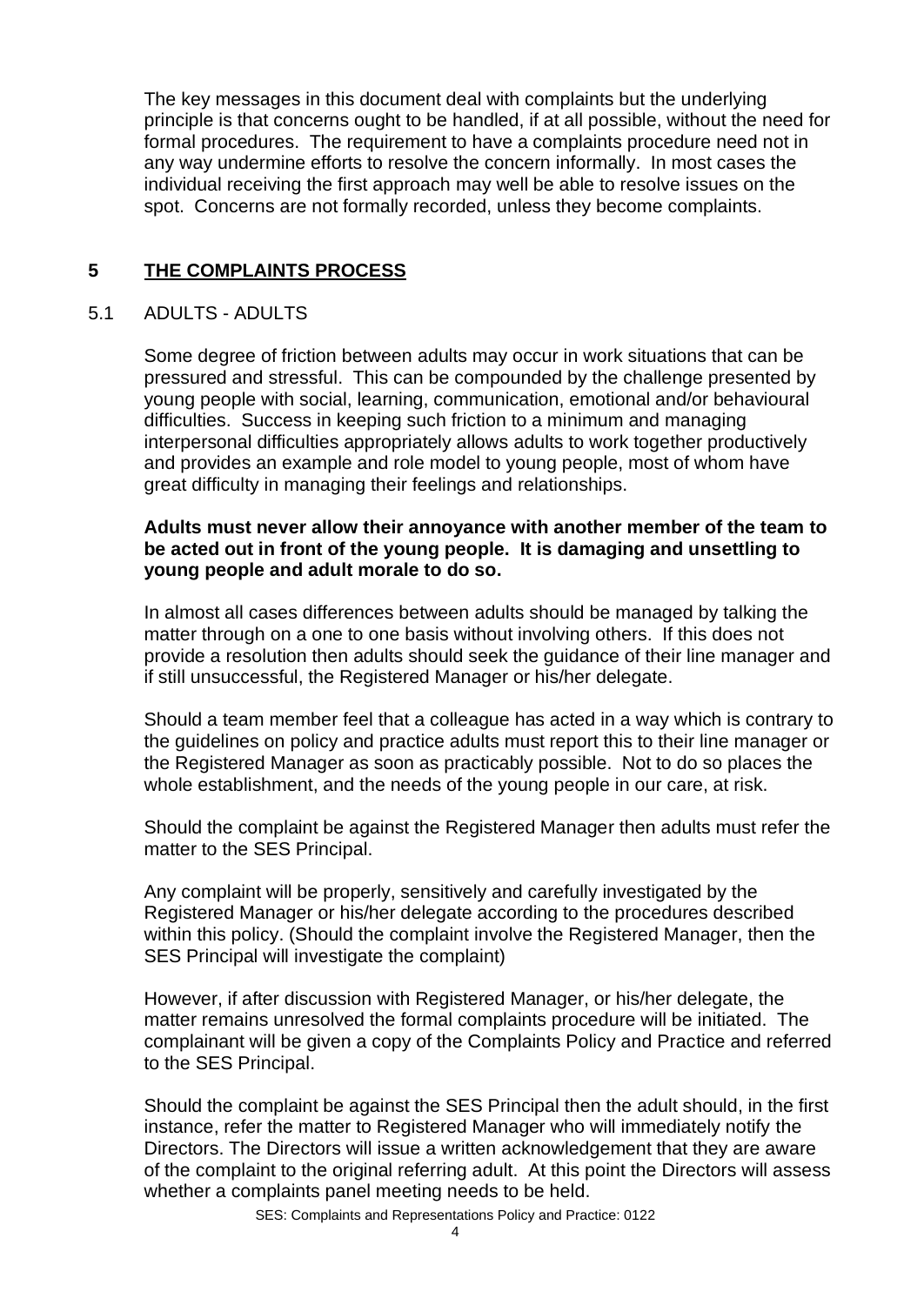The key messages in this document deal with complaints but the underlying principle is that concerns ought to be handled, if at all possible, without the need for formal procedures. The requirement to have a complaints procedure need not in any way undermine efforts to resolve the concern informally. In most cases the individual receiving the first approach may well be able to resolve issues on the spot. Concerns are not formally recorded, unless they become complaints.

## 5 THE COMPLAINTS PROCESS

### 5.1 ADULTS - ADULTS

Some degree of friction between adults may occur in work situations that can be pressured and stressful. This can be compounded by the challenge presented by young people with social, learning, communication, emotional and/or behavioural difficulties. Success in keeping such friction to a minimum and managing interpersonal difficulties appropriately allows adults to work together productively and provides an example and role model to young people, most of whom have great difficulty in managing their feelings and relationships.

**Adults must never allow their annoyance with another member of the team to be acted out in front of the young people. It is damaging and unsettling to young people and adult morale to do so.**

In almost all cases differences between adults should be managed by talking the matter through on a one to one basis without involving others. If this does not provide a resolution then adults should seek the guidance of their line manager and if still unsuccessful, the Registered Manager or his/her delegate.

Should a team member feel that a colleague has acted in a way which is contrary to the guidelines on policy and practice adults must report this to their line manager or the Registered Manager as soon as practicably possible. Not to do so places the whole establishment, and the needs of the young people in our care, at risk.

Should the complaint be against the Registered Manager then adults must refer the matter to the SES Principal.

Any complaint will be properly, sensitively and carefully investigated by the Registered Manager or his/her delegate according to the procedures described within this policy. (Should the complaint involve the Registered Manager, then the SES Principal will investigate the complaint)

However, if after discussion with Registered Manager, or his/her delegate, the matter remains unresolved the formal complaints procedure will be initiated. The complainant will be given a copy of the Complaints Policy and Practice and referred to the SES Principal.

Should the complaint be against the SES Principal then the adult should, in the first instance, refer the matter to Registered Manager who will immediately notify the Directors. The Directors will issue a written acknowledgement that they are aware of the complaint to the original referring adult. At this point the Directors will assess whether a complaints panel meeting needs to be held.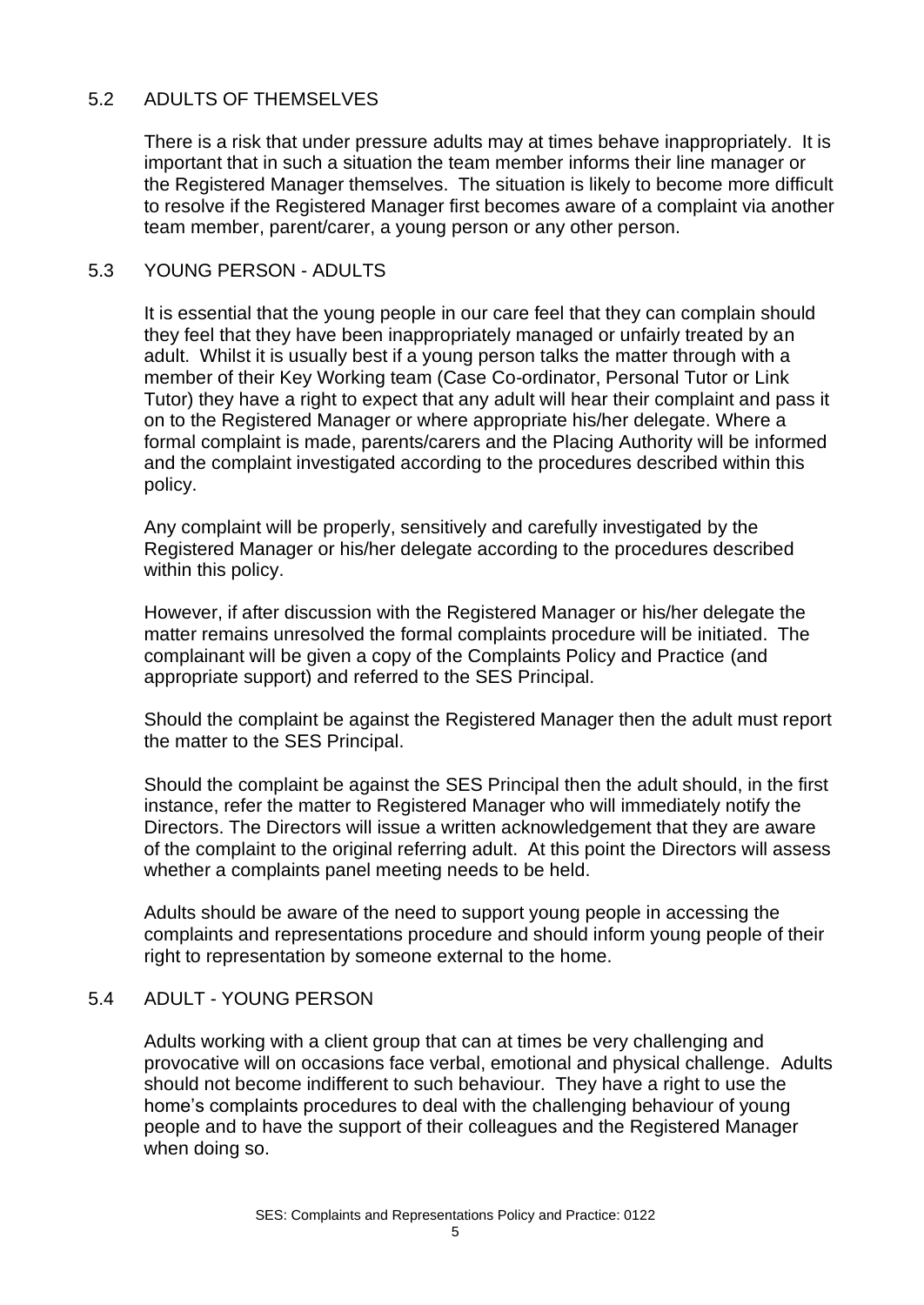## 5.2 ADULTS OF THEMSELVES

There is a risk that under pressure adults may at times behave inappropriately. It is important that in such a situation the team member informs their line manager or the Registered Manager themselves. The situation is likely to become more difficult to resolve if the Registered Manager first becomes aware of a complaint via another team member, parent/carer, a young person or any other person.

## 5.3 YOUNG PERSON - ADULTS

It is essential that the young people in our care feel that they can complain should they feel that they have been inappropriately managed or unfairly treated by an adult. Whilst it is usually best if a young person talks the matter through with a member of their Key Working team (Case Co-ordinator, Personal Tutor or Link Tutor) they have a right to expect that any adult will hear their complaint and pass it on to the Registered Manager or where appropriate his/her delegate. Where a formal complaint is made, parents/carers and the Placing Authority will be informed and the complaint investigated according to the procedures described within this policy.

Any complaint will be properly, sensitively and carefully investigated by the Registered Manager or his/her delegate according to the procedures described within this policy.

However, if after discussion with the Registered Manager or his/her delegate the matter remains unresolved the formal complaints procedure will be initiated. The complainant will be given a copy of the Complaints Policy and Practice (and appropriate support) and referred to the SES Principal.

Should the complaint be against the Registered Manager then the adult must report the matter to the SES Principal.

Should the complaint be against the SES Principal then the adult should, in the first instance, refer the matter to Registered Manager who will immediately notify the Directors. The Directors will issue a written acknowledgement that they are aware of the complaint to the original referring adult. At this point the Directors will assess whether a complaints panel meeting needs to be held.

Adults should be aware of the need to support young people in accessing the complaints and representations procedure and should inform young people of their right to representation by someone external to the home.

## 5.4 ADULT - YOUNG PERSON

Adults working with a client group that can at times be very challenging and provocative will on occasions face verbal, emotional and physical challenge. Adults should not become indifferent to such behaviour. They have a right to use the home's complaints procedures to deal with the challenging behaviour of young people and to have the support of their colleagues and the Registered Manager when doing so.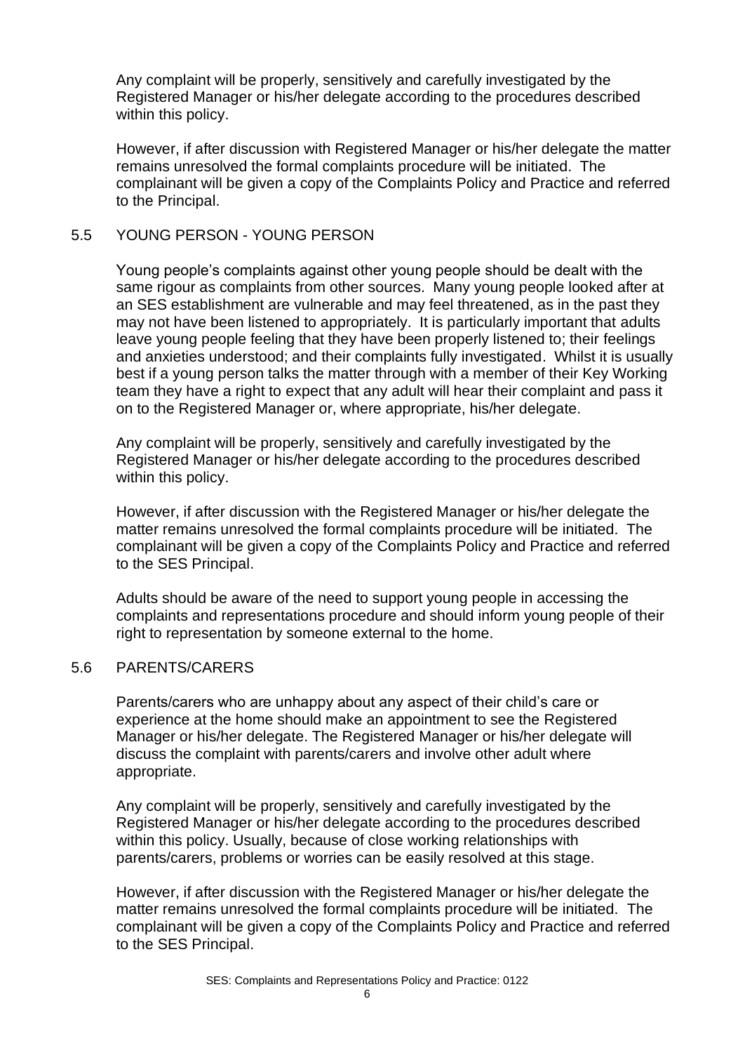Any complaint will be properly, sensitively and carefully investigated by the Registered Manager or his/her delegate according to the procedures described within this policy.

However, if after discussion with Registered Manager or his/her delegate the matter remains unresolved the formal complaints procedure will be initiated. The complainant will be given a copy of the Complaints Policy and Practice and referred to the Principal.

## 5.5 YOUNG PERSON - YOUNG PERSON

Young people's complaints against other young people should be dealt with the same rigour as complaints from other sources. Many young people looked after at an SES establishment are vulnerable and may feel threatened, as in the past they may not have been listened to appropriately. It is particularly important that adults leave young people feeling that they have been properly listened to; their feelings and anxieties understood; and their complaints fully investigated. Whilst it is usually best if a young person talks the matter through with a member of their Key Working team they have a right to expect that any adult will hear their complaint and pass it on to the Registered Manager or, where appropriate, his/her delegate.

Any complaint will be properly, sensitively and carefully investigated by the Registered Manager or his/her delegate according to the procedures described within this policy.

However, if after discussion with the Registered Manager or his/her delegate the matter remains unresolved the formal complaints procedure will be initiated. The complainant will be given a copy of the Complaints Policy and Practice and referred to the SES Principal.

Adults should be aware of the need to support young people in accessing the complaints and representations procedure and should inform young people of their right to representation by someone external to the home.

## 5.6 PARENTS/CARERS

Parents/carers who are unhappy about any aspect of their child's care or experience at the home should make an appointment to see the Registered Manager or his/her delegate. The Registered Manager or his/her delegate will discuss the complaint with parents/carers and involve other adult where appropriate.

Any complaint will be properly, sensitively and carefully investigated by the Registered Manager or his/her delegate according to the procedures described within this policy. Usually, because of close working relationships with parents/carers, problems or worries can be easily resolved at this stage.

However, if after discussion with the Registered Manager or his/her delegate the matter remains unresolved the formal complaints procedure will be initiated. The complainant will be given a copy of the Complaints Policy and Practice and referred to the SES Principal.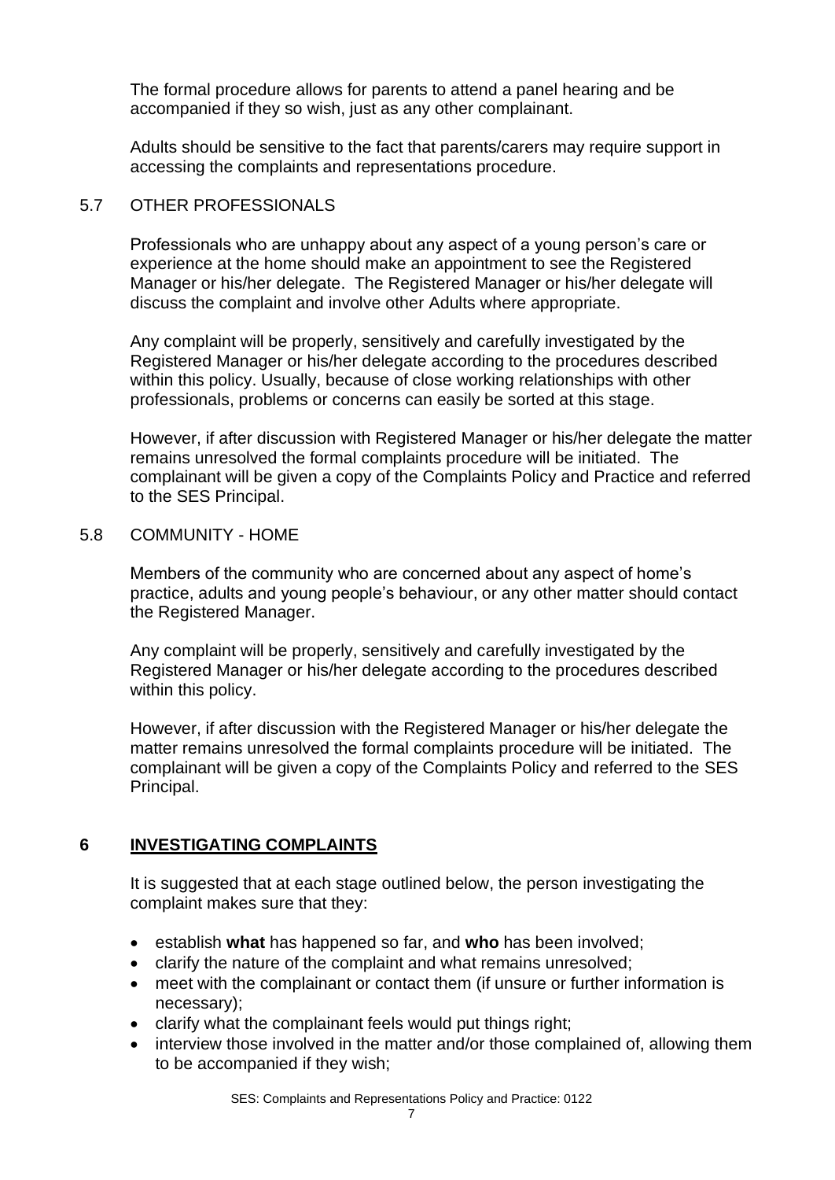The formal procedure allows for parents to attend a panel hearing and be accompanied if they so wish, just as any other complainant.

Adults should be sensitive to the fact that parents/carers may require support in accessing the complaints and representations procedure.

### 5.7 OTHER PROFESSIONALS

Professionals who are unhappy about any aspect of a young person's care or experience at the home should make an appointment to see the Registered Manager or his/her delegate. The Registered Manager or his/her delegate will discuss the complaint and involve other Adults where appropriate.

Any complaint will be properly, sensitively and carefully investigated by the Registered Manager or his/her delegate according to the procedures described within this policy. Usually, because of close working relationships with other professionals, problems or concerns can easily be sorted at this stage.

However, if after discussion with Registered Manager or his/her delegate the matter remains unresolved the formal complaints procedure will be initiated. The complainant will be given a copy of the Complaints Policy and Practice and referred to the SES Principal.

### 5.8 COMMUNITY - HOME

Members of the community who are concerned about any aspect of home's practice, adults and young people's behaviour, or any other matter should contact the Registered Manager.

Any complaint will be properly, sensitively and carefully investigated by the Registered Manager or his/her delegate according to the procedures described within this policy.

However, if after discussion with the Registered Manager or his/her delegate the matter remains unresolved the formal complaints procedure will be initiated. The complainant will be given a copy of the Complaints Policy and referred to the SES Principal.

## 6 INVESTIGATING COMPLAINTS

It is suggested that at each stage outlined below, the person investigating the complaint makes sure that they:

- establish **what** has happened so far, and **who** has been involved;
- clarify the nature of the complaint and what remains unresolved;
- meet with the complainant or contact them (if unsure or further information is necessary);
- clarify what the complainant feels would put things right;
- interview those involved in the matter and/or those complained of, allowing them to be accompanied if they wish;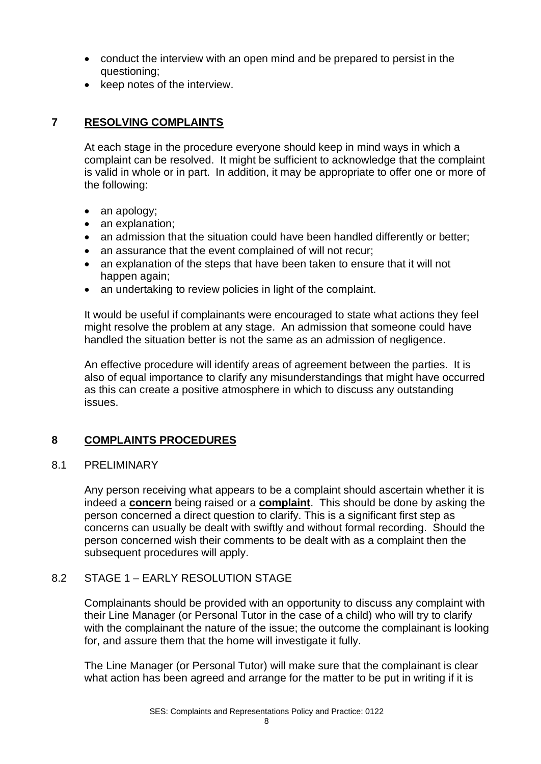- conduct the interview with an open mind and be prepared to persist in the questioning;
- keep notes of the interview.

## 7 RESOLVING COMPLAINTS

At each stage in the procedure everyone should keep in mind ways in which a complaint can be resolved. It might be sufficient to acknowledge that the complaint is valid in whole or in part. In addition, it may be appropriate to offer one or more of the following:

- an apology;
- an explanation;
- an admission that the situation could have been handled differently or better;
- an assurance that the event complained of will not recur;
- an explanation of the steps that have been taken to ensure that it will not happen again;
- an undertaking to review policies in light of the complaint.

It would be useful if complainants were encouraged to state what actions they feel might resolve the problem at any stage. An admission that someone could have handled the situation better is not the same as an admission of negligence.

An effective procedure will identify areas of agreement between the parties. It is also of equal importance to clarify any misunderstandings that might have occurred as this can create a positive atmosphere in which to discuss any outstanding issues.

## 8 COMPLAINTS PROCEDURES

### 8.1 PRELIMINARY

Any person receiving what appears to be a complaint should ascertain whether it is indeed a **concern** being raised or a **complaint**. This should be done by asking the person concerned a direct question to clarify. This is a significant first step as concerns can usually be dealt with swiftly and without formal recording. Should the person concerned wish their comments to be dealt with as a complaint then the subsequent procedures will apply.

### 8.2 STAGE 1 – EARLY RESOLUTION STAGE

Complainants should be provided with an opportunity to discuss any complaint with their Line Manager (or Personal Tutor in the case of a child) who will try to clarify with the complainant the nature of the issue; the outcome the complainant is looking for, and assure them that the home will investigate it fully.

The Line Manager (or Personal Tutor) will make sure that the complainant is clear what action has been agreed and arrange for the matter to be put in writing if it is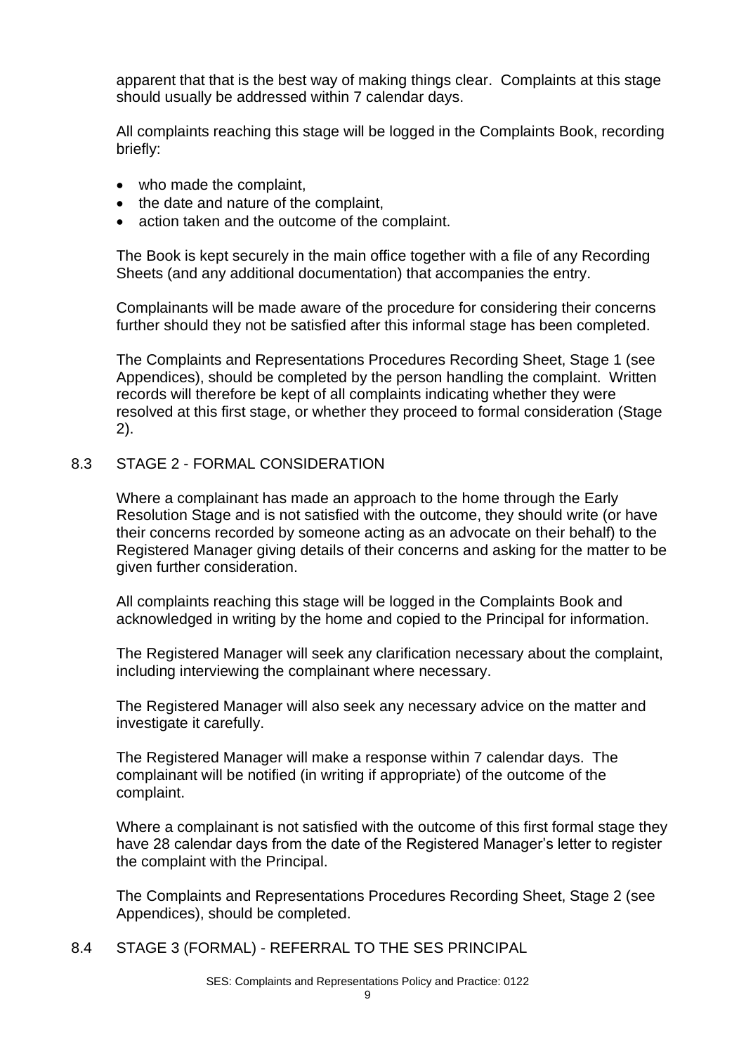apparent that that is the best way of making things clear. Complaints at this stage should usually be addressed within 7 calendar days.

All complaints reaching this stage will be logged in the Complaints Book, recording briefly:

- who made the complaint,
- the date and nature of the complaint,
- action taken and the outcome of the complaint.

The Book is kept securely in the main office together with a file of any Recording Sheets (and any additional documentation) that accompanies the entry.

Complainants will be made aware of the procedure for considering their concerns further should they not be satisfied after this informal stage has been completed.

The Complaints and Representations Procedures Recording Sheet, Stage 1 (see Appendices), should be completed by the person handling the complaint. Written records will therefore be kept of all complaints indicating whether they were resolved at this first stage, or whether they proceed to formal consideration (Stage 2).

## 8.3 STAGE 2 - FORMAL CONSIDERATION

Where a complainant has made an approach to the home through the Early Resolution Stage and is not satisfied with the outcome, they should write (or have their concerns recorded by someone acting as an advocate on their behalf) to the Registered Manager giving details of their concerns and asking for the matter to be given further consideration.

All complaints reaching this stage will be logged in the Complaints Book and acknowledged in writing by the home and copied to the Principal for information.

The Registered Manager will seek any clarification necessary about the complaint, including interviewing the complainant where necessary.

The Registered Manager will also seek any necessary advice on the matter and investigate it carefully.

The Registered Manager will make a response within 7 calendar days. The complainant will be notified (in writing if appropriate) of the outcome of the complaint.

Where a complainant is not satisfied with the outcome of this first formal stage they have 28 calendar days from the date of the Registered Manager's letter to register the complaint with the Principal.

The Complaints and Representations Procedures Recording Sheet, Stage 2 (see Appendices), should be completed.

## 8.4 STAGE 3 (FORMAL) - REFERRAL TO THE SES PRINCIPAL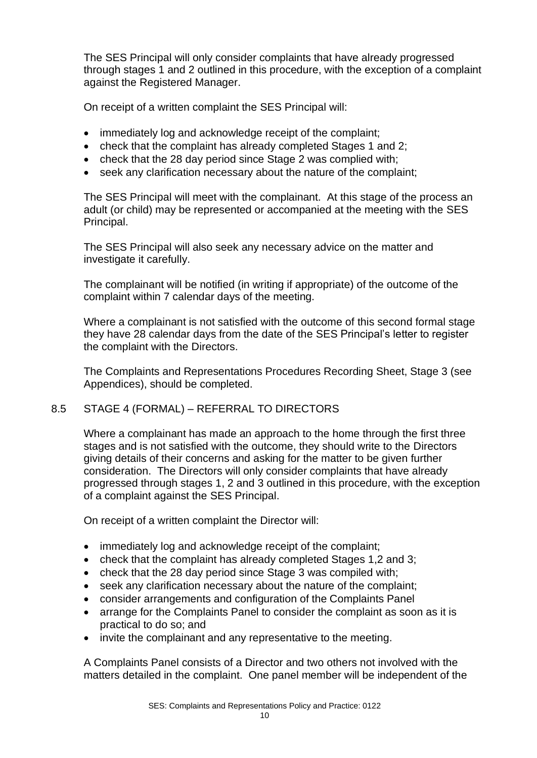The SES Principal will only consider complaints that have already progressed through stages 1 and 2 outlined in this procedure, with the exception of a complaint against the Registered Manager.

On receipt of a written complaint the SES Principal will:

- immediately log and acknowledge receipt of the complaint;
- check that the complaint has already completed Stages 1 and 2;
- check that the 28 day period since Stage 2 was complied with;
- seek any clarification necessary about the nature of the complaint;

The SES Principal will meet with the complainant. At this stage of the process an adult (or child) may be represented or accompanied at the meeting with the SES Principal.

The SES Principal will also seek any necessary advice on the matter and investigate it carefully.

The complainant will be notified (in writing if appropriate) of the outcome of the complaint within 7 calendar days of the meeting.

Where a complainant is not satisfied with the outcome of this second formal stage they have 28 calendar days from the date of the SES Principal's letter to register the complaint with the Directors.

The Complaints and Representations Procedures Recording Sheet, Stage 3 (see Appendices), should be completed.

## 8.5 STAGE 4 (FORMAL) – REFERRAL TO DIRECTORS

Where a complainant has made an approach to the home through the first three stages and is not satisfied with the outcome, they should write to the Directors giving details of their concerns and asking for the matter to be given further consideration. The Directors will only consider complaints that have already progressed through stages 1, 2 and 3 outlined in this procedure, with the exception of a complaint against the SES Principal.

On receipt of a written complaint the Director will:

- immediately log and acknowledge receipt of the complaint;
- check that the complaint has already completed Stages 1,2 and 3;
- check that the 28 day period since Stage 3 was compiled with;
- seek any clarification necessary about the nature of the complaint;
- consider arrangements and configuration of the Complaints Panel
- arrange for the Complaints Panel to consider the complaint as soon as it is practical to do so; and
- invite the complainant and any representative to the meeting.

A Complaints Panel consists of a Director and two others not involved with the matters detailed in the complaint. One panel member will be independent of the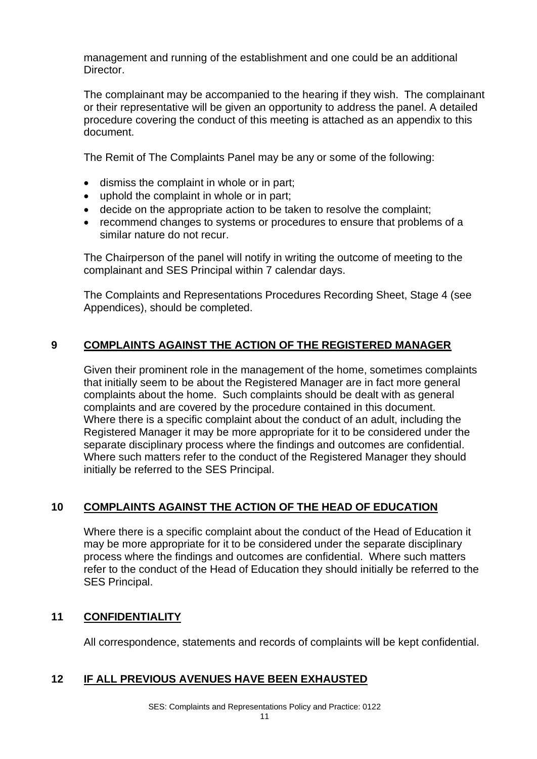management and running of the establishment and one could be an additional Director.

The complainant may be accompanied to the hearing if they wish. The complainant or their representative will be given an opportunity to address the panel. A detailed procedure covering the conduct of this meeting is attached as an appendix to this document.

The Remit of The Complaints Panel may be any or some of the following:

- dismiss the complaint in whole or in part;
- uphold the complaint in whole or in part;
- decide on the appropriate action to be taken to resolve the complaint;
- recommend changes to systems or procedures to ensure that problems of a similar nature do not recur.

The Chairperson of the panel will notify in writing the outcome of meeting to the complainant and SES Principal within 7 calendar days.

The Complaints and Representations Procedures Recording Sheet, Stage 4 (see Appendices), should be completed.

## 9 COMPLAINTS AGAINST THE ACTION OF THE REGISTERED MANAGER

Given their prominent role in the management of the home, sometimes complaints that initially seem to be about the Registered Manager are in fact more general complaints about the home. Such complaints should be dealt with as general complaints and are covered by the procedure contained in this document. Where there is a specific complaint about the conduct of an adult, including the Registered Manager it may be more appropriate for it to be considered under the separate disciplinary process where the findings and outcomes are confidential. Where such matters refer to the conduct of the Registered Manager they should initially be referred to the SES Principal.

## 10 COMPLAINTS AGAINST THE ACTION OF THE HEAD OF EDUCATION

Where there is a specific complaint about the conduct of the Head of Education it may be more appropriate for it to be considered under the separate disciplinary process where the findings and outcomes are confidential. Where such matters refer to the conduct of the Head of Education they should initially be referred to the SES Principal.

## 11 CONFIDENTIALITY

All correspondence, statements and records of complaints will be kept confidential.

## 12 IF ALL PREVIOUS AVENUES HAVE BEEN EXHAUSTED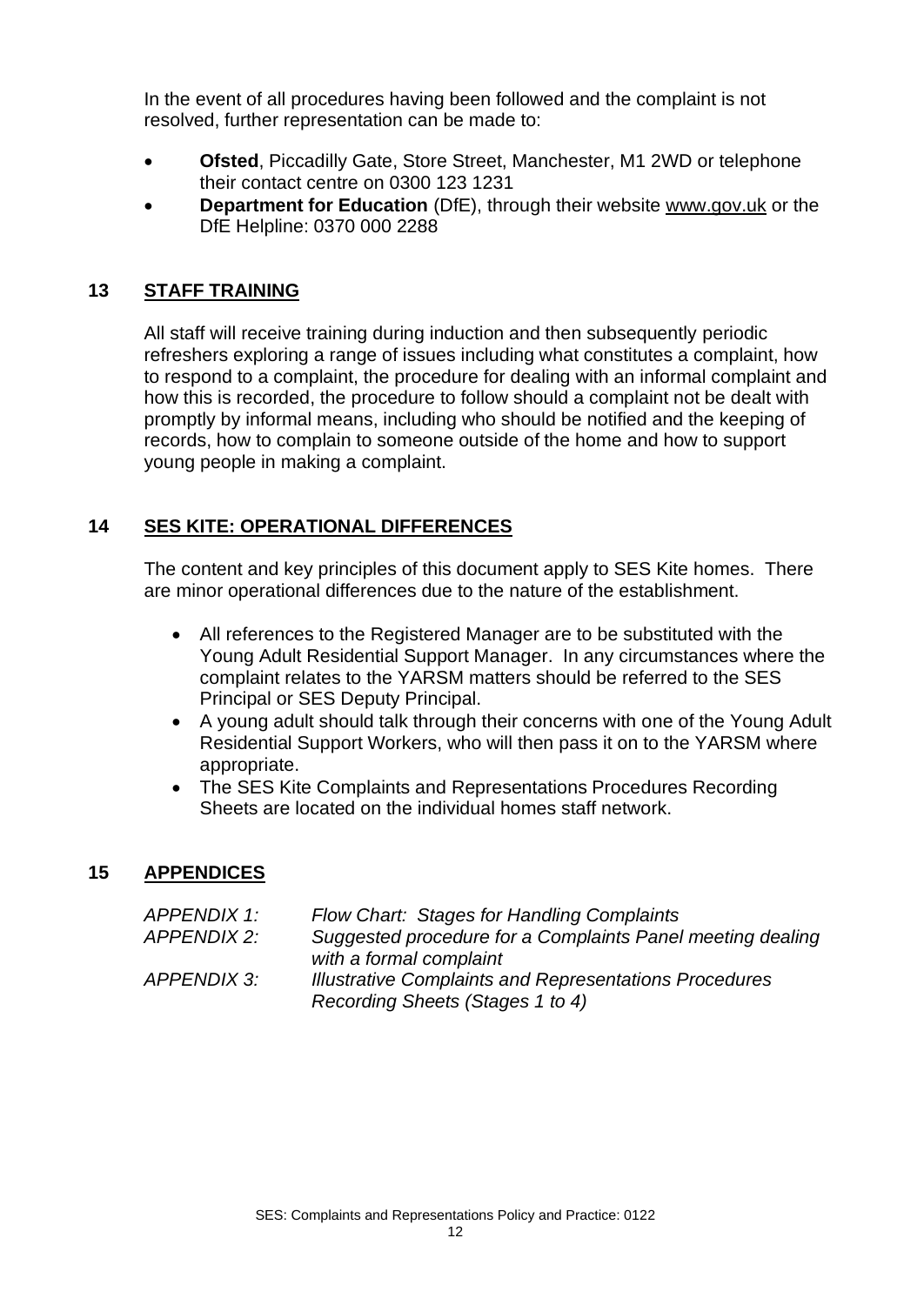In the event of all procedures having been followed and the complaint is not resolved, further representation can be made to:

- **Ofsted**, Piccadilly Gate, Store Street, Manchester, M1 2WD or telephone their contact centre on 0300 123 1231
- **Department for Education** (DfE), through their website www.gov.uk or the DfE Helpline: 0370 000 2288

## 13 STAFF TRAINING

All staff will receive training during induction and then subsequently periodic refreshers exploring a range of issues including what constitutes a complaint, how to respond to a complaint, the procedure for dealing with an informal complaint and how this is recorded, the procedure to follow should a complaint not be dealt with promptly by informal means, including who should be notified and the keeping of records, how to complain to someone outside of the home and how to support young people in making a complaint.

## 14 SES KITE: OPERATIONAL DIFFERENCES

The content and key principles of this document apply to SES Kite homes. There are minor operational differences due to the nature of the establishment.

- All references to the Registered Manager are to be substituted with the Young Adult Residential Support Manager. In any circumstances where the complaint relates to the YARSM matters should be referred to the SES Principal or SES Deputy Principal.
- A young adult should talk through their concerns with one of the Young Adult Residential Support Workers, who will then pass it on to the YARSM where appropriate.
- The SES Kite Complaints and Representations Procedures Recording Sheets are located on the individual homes staff network.

## 15 APPENDICES

| | |
|---|---|
| *APPENDIX 1:* | *Flow Chart: Stages for Handling Complaints* |
| *APPENDIX 2:* | *Suggested procedure for a Complaints Panel meeting dealing with a formal complaint* |
| *APPENDIX 3:* | *Illustrative Complaints and Representations Procedures Recording Sheets (Stages 1 to 4)* |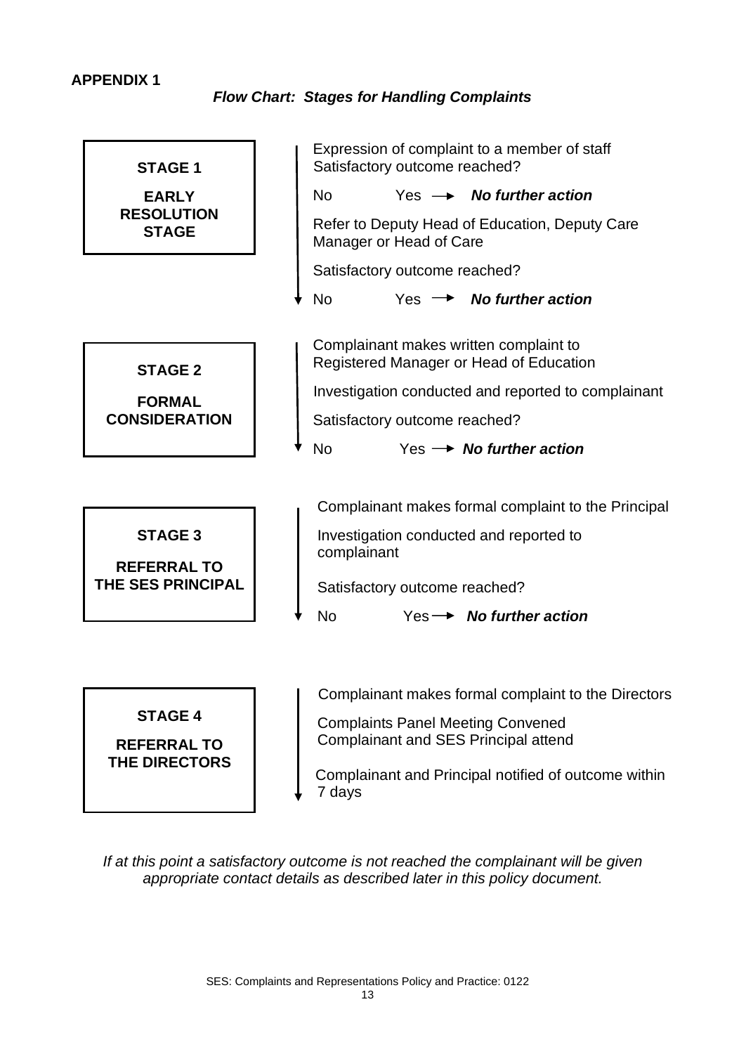**APPENDIX 1**

## *Flow Chart: Stages for Handling Complaints*

**STAGE 1**

**EARLY RESOLUTION STAGE**

Expression of complaint to a member of staff
Satisfactory outcome reached?

No Yes → ***No further action***

Refer to Deputy Head of Education, Deputy Care Manager or Head of Care

Satisfactory outcome reached?

No Yes → ***No further action***

**STAGE 2**

**FORMAL CONSIDERATION**

Complainant makes written complaint to Registered Manager or Head of Education

Investigation conducted and reported to complainant

Satisfactory outcome reached?

No Yes → ***No further action***

**STAGE 3**

**REFERRAL TO THE SES PRINCIPAL**

Complainant makes formal complaint to the Principal

Investigation conducted and reported to complainant

Satisfactory outcome reached?

No Yes → ***No further action***

**STAGE 4**

**REFERRAL TO THE DIRECTORS**

Complainant makes formal complaint to the Directors

Complaints Panel Meeting Convened
Complainant and SES Principal attend

Complainant and Principal notified of outcome within 7 days

*If at this point a satisfactory outcome is not reached the complainant will be given appropriate contact details as described later in this policy document.*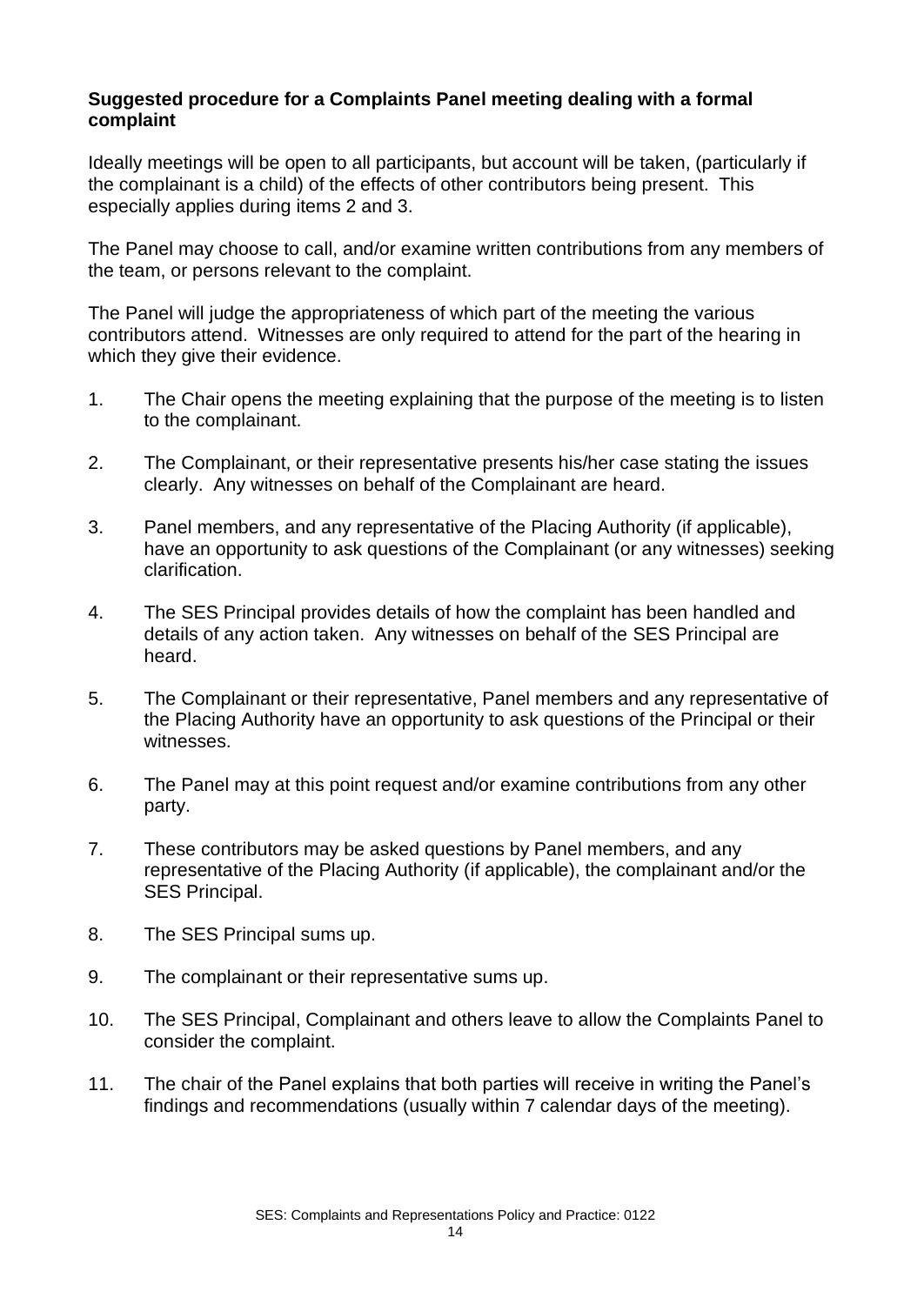**Suggested procedure for a Complaints Panel meeting dealing with a formal complaint**

Ideally meetings will be open to all participants, but account will be taken, (particularly if the complainant is a child) of the effects of other contributors being present. This especially applies during items 2 and 3.

The Panel may choose to call, and/or examine written contributions from any members of the team, or persons relevant to the complaint.

The Panel will judge the appropriateness of which part of the meeting the various contributors attend. Witnesses are only required to attend for the part of the hearing in which they give their evidence.

1. The Chair opens the meeting explaining that the purpose of the meeting is to listen to the complainant.

2. The Complainant, or their representative presents his/her case stating the issues clearly. Any witnesses on behalf of the Complainant are heard.

3. Panel members, and any representative of the Placing Authority (if applicable), have an opportunity to ask questions of the Complainant (or any witnesses) seeking clarification.

4. The SES Principal provides details of how the complaint has been handled and details of any action taken. Any witnesses on behalf of the SES Principal are heard.

5. The Complainant or their representative, Panel members and any representative of the Placing Authority have an opportunity to ask questions of the Principal or their witnesses.

6. The Panel may at this point request and/or examine contributions from any other party.

7. These contributors may be asked questions by Panel members, and any representative of the Placing Authority (if applicable), the complainant and/or the SES Principal.

8. The SES Principal sums up.

9. The complainant or their representative sums up.

10. The SES Principal, Complainant and others leave to allow the Complaints Panel to consider the complaint.

11. The chair of the Panel explains that both parties will receive in writing the Panel's findings and recommendations (usually within 7 calendar days of the meeting).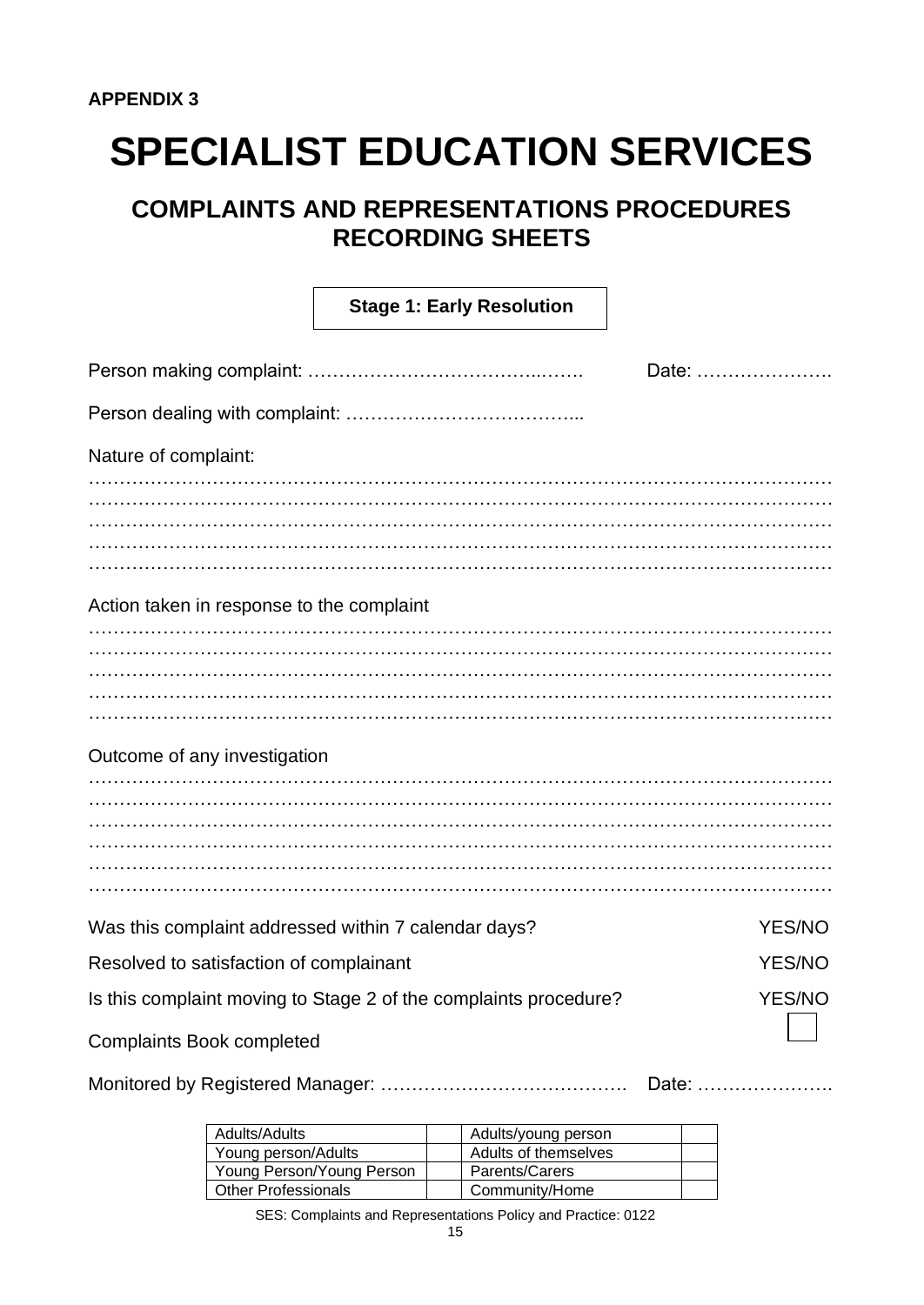**APPENDIX 3**

# SPECIALIST EDUCATION SERVICES

## COMPLAINTS AND REPRESENTATIONS PROCEDURES RECORDING SHEETS

**Stage 1: Early Resolution**

Person making complaint: ………………………………..……. Date: ………………….

Person dealing with complaint: ………………………………...

Nature of complaint:
…………………………………………………………………………………………………
…………………………………………………………………………………………………
…………………………………………………………………………………………………
…………………………………………………………………………………………………
…………………………………………………………………………………………………

Action taken in response to the complaint
…………………………………………………………………………………………………
…………………………………………………………………………………………………
…………………………………………………………………………………………………
…………………………………………………………………………………………………
…………………………………………………………………………………………………

Outcome of any investigation
…………………………………………………………………………………………………
…………………………………………………………………………………………………
…………………………………………………………………………………………………
…………………………………………………………………………………………………
…………………………………………………………………………………………………
…………………………………………………………………………………………………

Was this complaint addressed within 7 calendar days? YES/NO

Resolved to satisfaction of complainant YES/NO

Is this complaint moving to Stage 2 of the complaints procedure? YES/NO

Complaints Book completed ☐

Monitored by Registered Manager: …………………………………. Date: ………………….

| Adults/Adults | | Adults/young person | |
|---|---|---|---|
| Young person/Adults | | Adults of themselves | |
| Young Person/Young Person | | Parents/Carers | |
| Other Professionals | | Community/Home | |

SES: Complaints and Representations Policy and Practice: 0122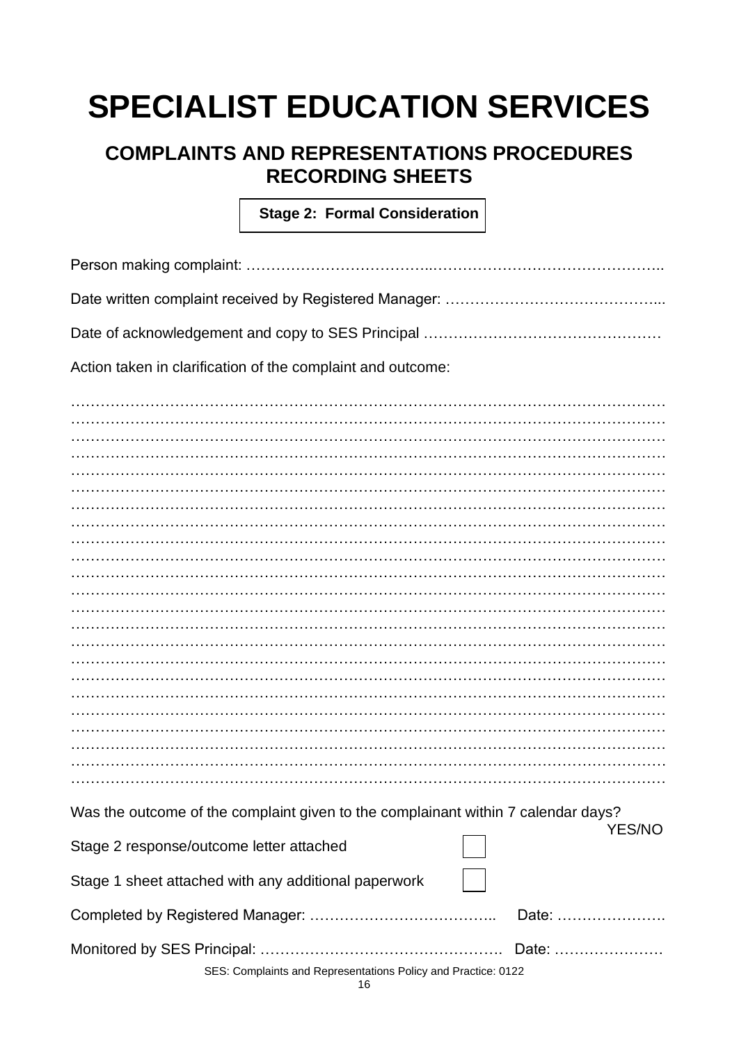# SPECIALIST EDUCATION SERVICES

## COMPLAINTS AND REPRESENTATIONS PROCEDURES RECORDING SHEETS

**Stage 2: Formal Consideration**

Person making complaint: ………………………………..……………………….…….………..

Date written complaint received by Registered Manager: …………………………………....

Date of acknowledgement and copy to SES Principal ……………………….………………

Action taken in clarification of the complaint and outcome:

…………………………………………………………………………………………………………
…………………………………………………………………………………………………………
…………………………………………………………………………………………………………
…………………………………………………………………………………………………………
…………………………………………………………………………………………………………
…………………………………………………………………………………………………………
…………………………………………………………………………………………………………
…………………………………………………………………………………………………………
…………………………………………………………………………………………………………
…………………………………………………………………………………………………………
…………………………………………………………………………………………………………
…………………………………………………………………………………………………………
…………………………………………………………………………………………………………
…………………………………………………………………………………………………………
…………………………………………………………………………………………………………
…………………………………………………………………………………………………………
…………………………………………………………………………………………………………
…………………………………………………………………………………………………………
…………………………………………………………………………………………………………
…………………………………………………………………………………………………………
…………………………………………………………………………………………………………
…………………………………………………………………………………………………………
…………………………………………………………………………………………………………

Was the outcome of the complaint given to the complainant within 7 calendar days? YES/NO

Stage 2 response/outcome letter attached ☐

Stage 1 sheet attached with any additional paperwork ☐

Completed by Registered Manager: ……………………………….. Date: ………………….

Monitored by SES Principal: …………………………………………. Date: ………………….

SES: Complaints and Representations Policy and Practice: 0122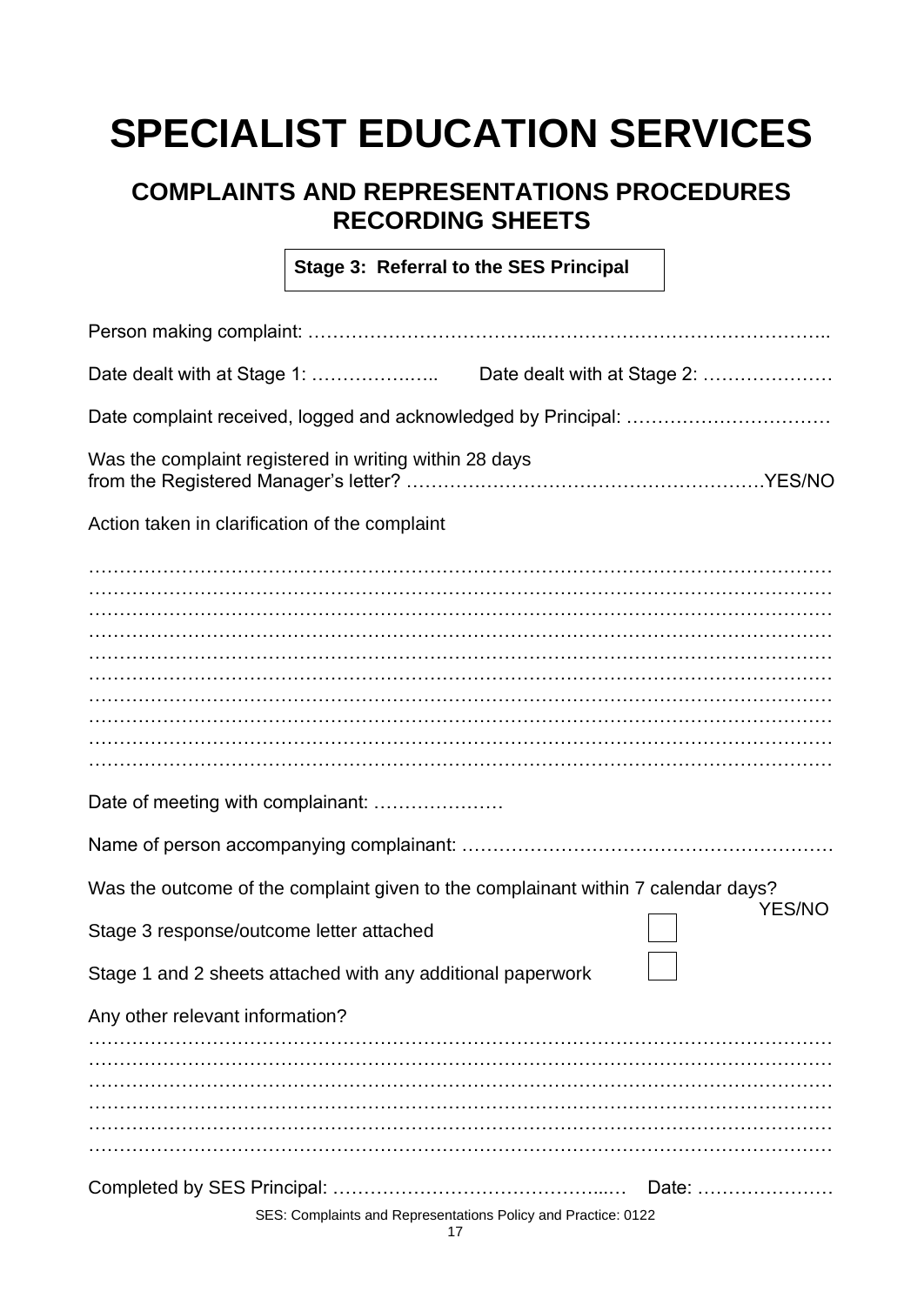# SPECIALIST EDUCATION SERVICES

## COMPLAINTS AND REPRESENTATIONS PROCEDURES RECORDING SHEETS

**Stage 3: Referral to the SES Principal**

Person making complaint: ………………………………..……………………….…….……..

Date dealt with at Stage 1: ……………….….. Date dealt with at Stage 2: …………………

Date complaint received, logged and acknowledged by Principal: ……………………………

Was the complaint registered in writing within 28 days from the Registered Manager's letter? ……………………………………………….YES/NO

Action taken in clarification of the complaint

……………………………………………………………………………………………………
……………………………………………………………………………………………………
……………………………………………………………………………………………………
……………………………………………………………………………………………………
……………………………………………………………………………………………………
……………………………………………………………………………………………………
……………………………………………………………………………………………………
……………………………………………………………………………………………………
……………………………………………………………………………………………………
……………………………………………………………………………………………………

Date of meeting with complainant: …………………

Name of person accompanying complainant: ……………………………………………………

Was the outcome of the complaint given to the complainant within 7 calendar days? YES/NO

Stage 3 response/outcome letter attached ☐

Stage 1 and 2 sheets attached with any additional paperwork ☐

Any other relevant information?

……………………………………………………………………………………………………
……………………………………………………………………………………………………
……………………………………………………………………………………………………
……………………………………………………………………………………………………
……………………………………………………………………………………………………
……………………………………………………………………………………………………

Completed by SES Principal: ……………………………………...… Date: …………………

SES: Complaints and Representations Policy and Practice: 0122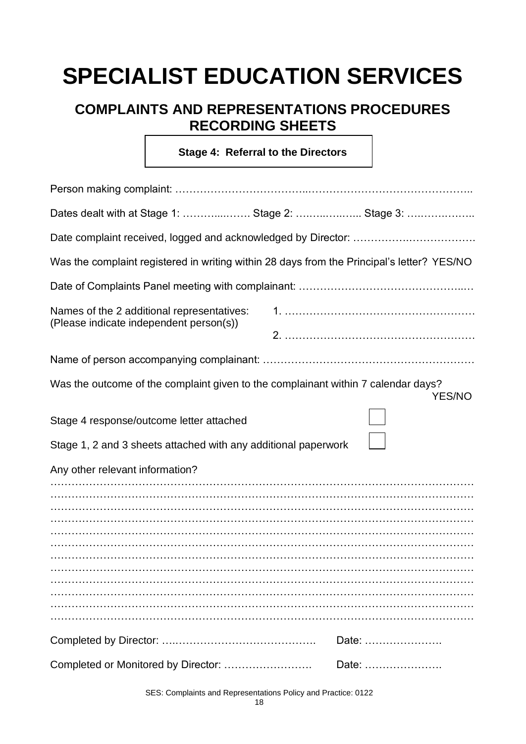# SPECIALIST EDUCATION SERVICES

## COMPLAINTS AND REPRESENTATIONS PROCEDURES RECORDING SHEETS

**Stage 4: Referral to the Directors**

Person making complaint: ………………………………..……………………….….………..

Dates dealt with at Stage 1: ………...……. Stage 2: …….….…... Stage 3: ….…….……..

Date complaint received, logged and acknowledged by Director: …………….……………….

Was the complaint registered in writing within 28 days from the Principal's letter? YES/NO

Date of Complaints Panel meeting with complainant: ……………….…………………….…

Names of the 2 additional representatives: (Please indicate independent person(s))

1. ………………………………………………

2. ………………………………………………

Name of person accompanying complainant: …………………………………………………

Was the outcome of the complaint given to the complainant within 7 calendar days? YES/NO

Stage 4 response/outcome letter attached ☐

Stage 1, 2 and 3 sheets attached with any additional paperwork ☐

Any other relevant information?

……………………………………………………………………………………………………
……………………………………………………………………………………………………
……………………………………………………………………………………………………
……………………………………………………………………………………………………
……………………………………………………………………………………………………
……………………………………………………………………………………………………
……………………………………………………………………………………………………
……………………………………………………………………………………………………
……………………………………………………………………………………………………
……………………………………………………………………………………………………
……………………………………………………………………………………………………
……………………………………………………………………………………………………

Completed by Director: …..………………………………. Date: ……………..…….

Completed or Monitored by Director: ……………………. Date: ………………….

SES: Complaints and Representations Policy and Practice: 0122